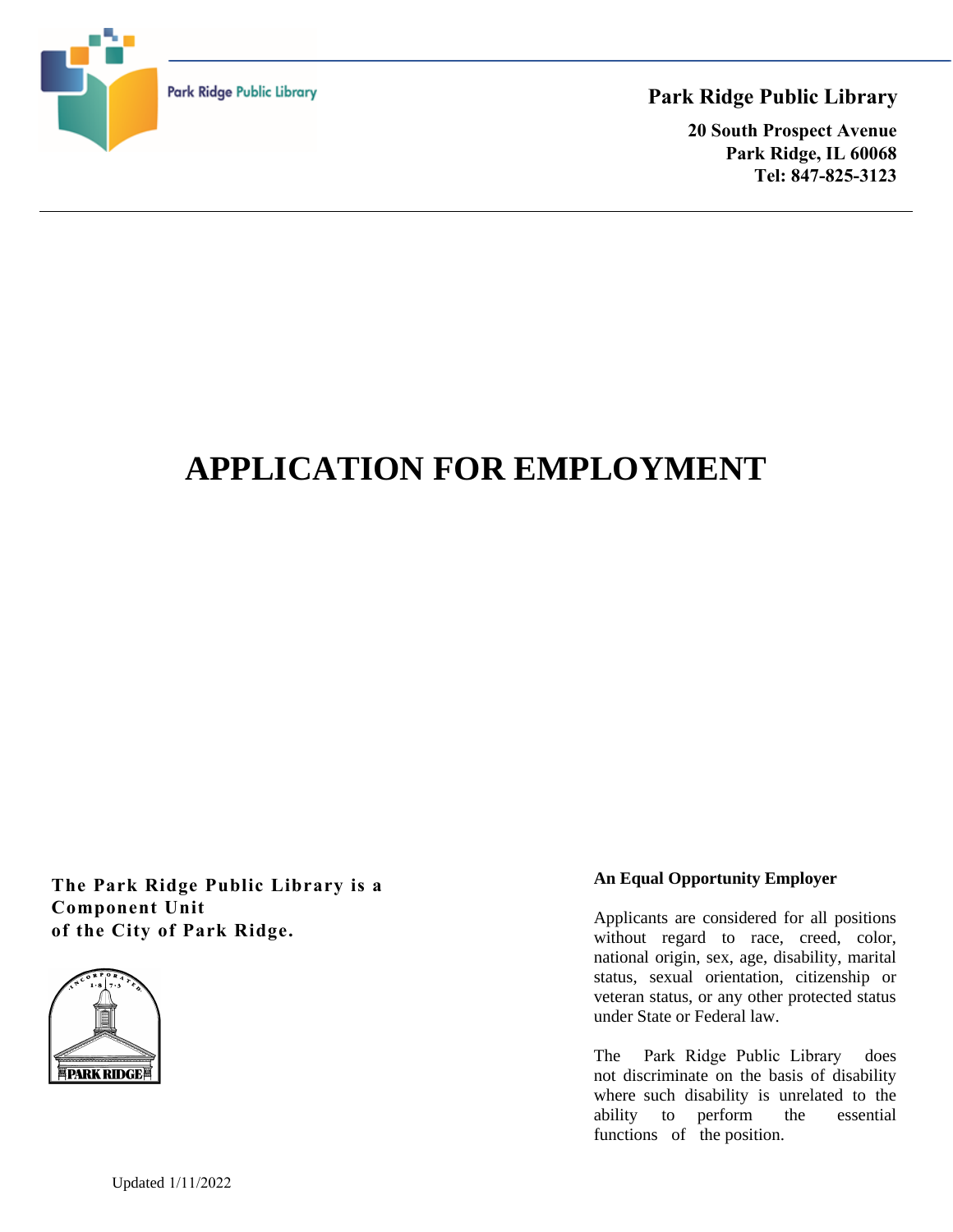**Park Ridge Public Library**

**20 South Prospect Avenue**
**Park Ridge, IL 60068**
**Tel: 847-825-3123**

# APPLICATION FOR EMPLOYMENT

**The Park Ridge Public Library is a Component Unit of the City of Park Ridge.**

**An Equal Opportunity Employer**

Applicants are considered for all positions without regard to race, creed, color, national origin, sex, age, disability, marital status, sexual orientation, citizenship or veteran status, or any other protected status under State or Federal law.

The Park Ridge Public Library does not discriminate on the basis of disability where such disability is unrelated to the ability to perform the essential functions of the position.

Updated 1/11/2022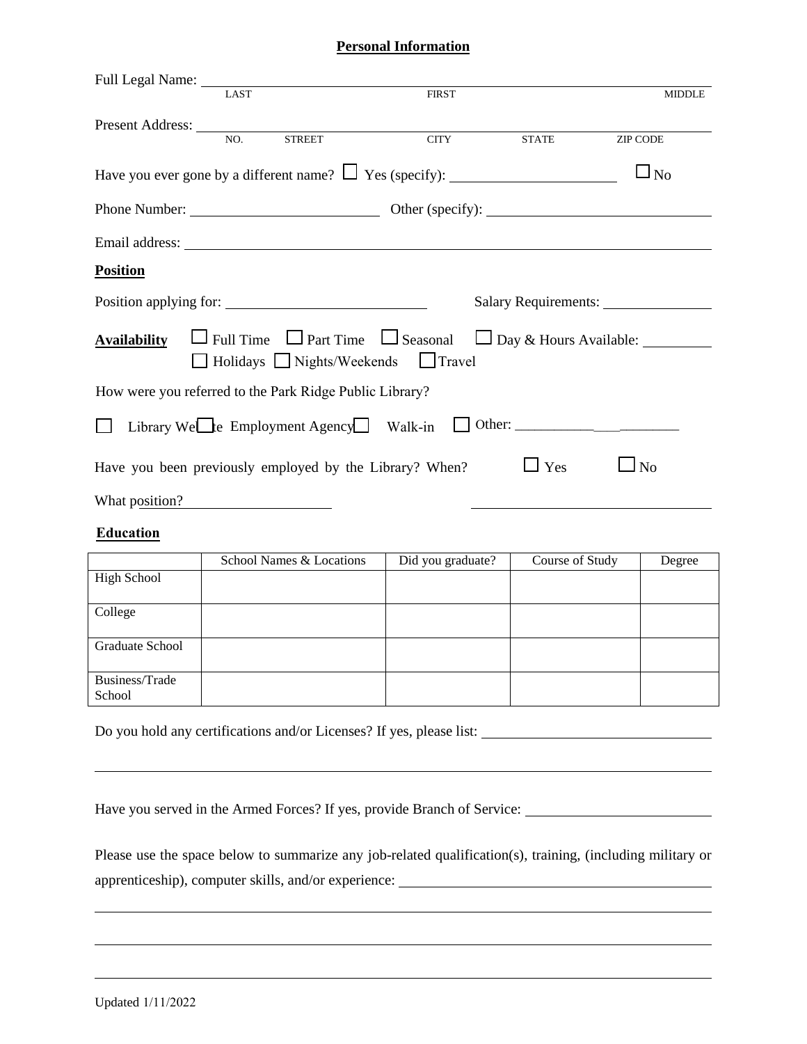## Personal Information

Full Legal Name: ____________________________________________
LAST FIRST MIDDLE

Present Address: ____________________________________________
NO. STREET CITY STATE ZIP CODE

Have you ever gone by a different name? ☐ Yes (specify): ____________________ ☐ No

Phone Number: ____________________ Other (specify): ____________________

Email address: ____________________________________________

**Position**

Position applying for: ____________________ Salary Requirements: ____________

**Availability** ☐ Full Time ☐ Part Time ☐ Seasonal ☐ Day & Hours Available: ________
☐ Holidays ☐ Nights/Weekends ☐ Travel

How were you referred to the Park Ridge Public Library?

☐ Library Website ☐ Employment Agency ☐ Walk-in ☐ Other: ____________________

Have you been previously employed by the Library? When? ☐ Yes ☐ No

What position? ____________________ ____________________

**Education**

| | School Names & Locations | Did you graduate? | Course of Study | Degree |
|---|---|---|---|---|
| High School | | | | |
| College | | | | |
| Graduate School | | | | |
| Business/Trade School | | | | |

Do you hold any certifications and/or Licenses? If yes, please list: ____________________

____________________________________________

Have you served in the Armed Forces? If yes, provide Branch of Service: ____________________

Please use the space below to summarize any job-related qualification(s), training, (including military or apprenticeship), computer skills, and/or experience: ____________________

____________________________________________

____________________________________________

____________________________________________

Updated 1/11/2022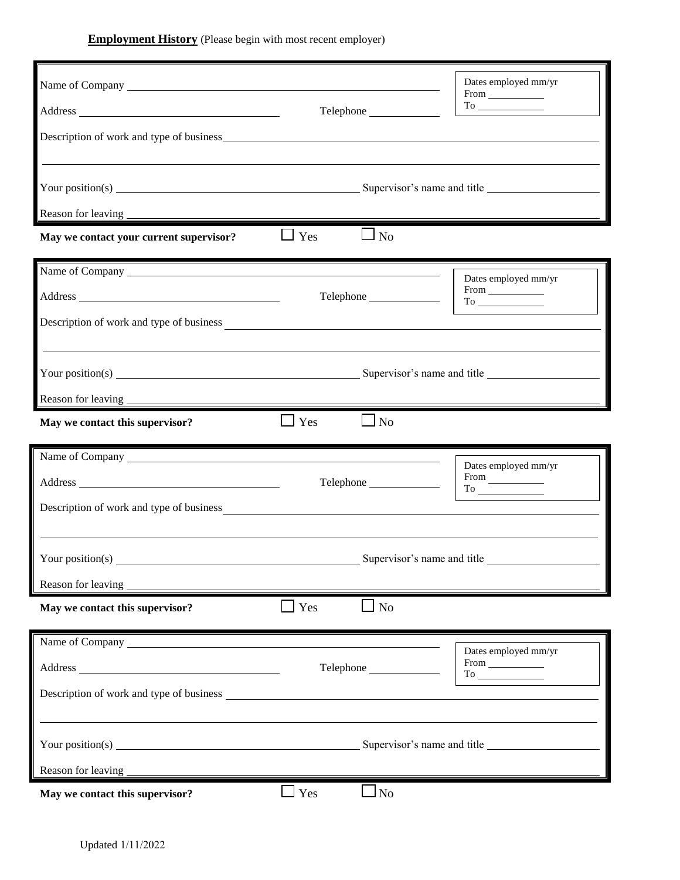**Employment History** (Please begin with most recent employer)

Name of Company ______________________________

Dates employed mm/yr
From ___________
To ___________

Address ______________________________ Telephone ___________

Description of work and type of business ______________________________

______________________________

Your position(s) ______________________________ Supervisor's name and title ___________

Reason for leaving ______________________________

**May we contact your current supervisor?** ☐ Yes ☐ No

Name of Company ______________________________

Dates employed mm/yr
From ___________
To ___________

Address ______________________________ Telephone ___________

Description of work and type of business ______________________________

______________________________

Your position(s) ______________________________ Supervisor's name and title ___________

Reason for leaving ______________________________

**May we contact this supervisor?** ☐ Yes ☐ No

Name of Company ______________________________

Dates employed mm/yr
From ___________
To ___________

Address ______________________________ Telephone ___________

Description of work and type of business ______________________________

______________________________

Your position(s) ______________________________ Supervisor's name and title ___________

Reason for leaving ______________________________

**May we contact this supervisor?** ☐ Yes ☐ No

Name of Company ______________________________

Dates employed mm/yr
From ___________
To ___________

Address ______________________________ Telephone ___________

Description of work and type of business ______________________________

______________________________

Your position(s) ______________________________ Supervisor's name and title ___________

Reason for leaving ______________________________

**May we contact this supervisor?** ☐ Yes ☐ No

Updated 1/11/2022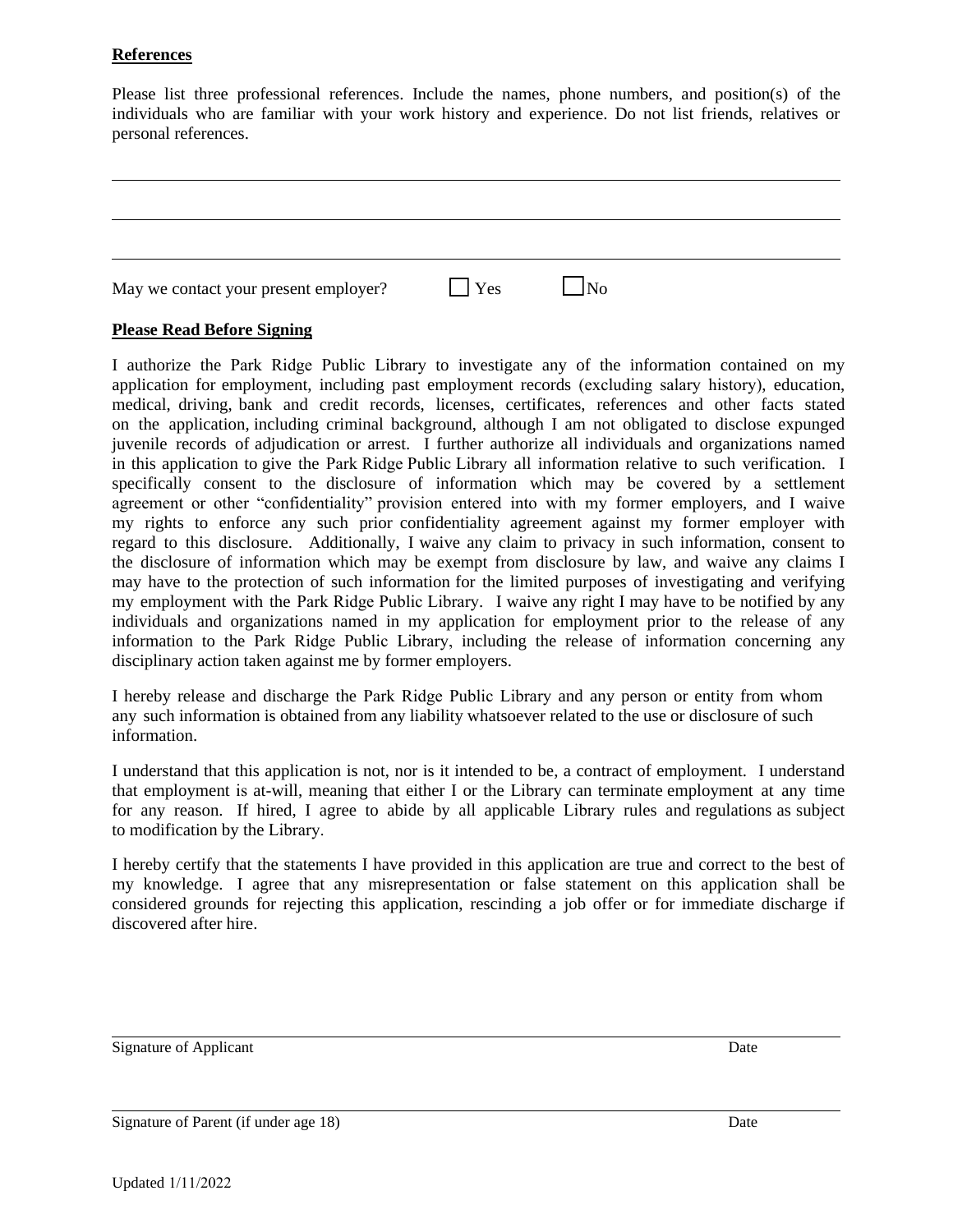**References**

Please list three professional references. Include the names, phone numbers, and position(s) of the individuals who are familiar with your work history and experience. Do not list friends, relatives or personal references.

\_\_\_\_\_\_\_\_\_\_\_\_\_\_\_\_\_\_\_\_\_\_\_\_\_\_\_\_\_\_\_\_\_\_\_\_\_\_\_\_\_\_\_\_\_\_\_\_\_\_\_\_\_\_\_\_\_\_\_\_\_\_\_\_\_\_\_\_\_\_\_\_\_\_\_\_\_\_\_\_\_\_

\_\_\_\_\_\_\_\_\_\_\_\_\_\_\_\_\_\_\_\_\_\_\_\_\_\_\_\_\_\_\_\_\_\_\_\_\_\_\_\_\_\_\_\_\_\_\_\_\_\_\_\_\_\_\_\_\_\_\_\_\_\_\_\_\_\_\_\_\_\_\_\_\_\_\_\_\_\_\_\_\_\_

\_\_\_\_\_\_\_\_\_\_\_\_\_\_\_\_\_\_\_\_\_\_\_\_\_\_\_\_\_\_\_\_\_\_\_\_\_\_\_\_\_\_\_\_\_\_\_\_\_\_\_\_\_\_\_\_\_\_\_\_\_\_\_\_\_\_\_\_\_\_\_\_\_\_\_\_\_\_\_\_\_\_

May we contact your present employer? ☐ Yes ☐ No

**Please Read Before Signing**

I authorize the Park Ridge Public Library to investigate any of the information contained on my application for employment, including past employment records (excluding salary history), education, medical, driving, bank and credit records, licenses, certificates, references and other facts stated on the application, including criminal background, although I am not obligated to disclose expunged juvenile records of adjudication or arrest. I further authorize all individuals and organizations named in this application to give the Park Ridge Public Library all information relative to such verification. I specifically consent to the disclosure of information which may be covered by a settlement agreement or other "confidentiality" provision entered into with my former employers, and I waive my rights to enforce any such prior confidentiality agreement against my former employer with regard to this disclosure. Additionally, I waive any claim to privacy in such information, consent to the disclosure of information which may be exempt from disclosure by law, and waive any claims I may have to the protection of such information for the limited purposes of investigating and verifying my employment with the Park Ridge Public Library. I waive any right I may have to be notified by any individuals and organizations named in my application for employment prior to the release of any information to the Park Ridge Public Library, including the release of information concerning any disciplinary action taken against me by former employers.

I hereby release and discharge the Park Ridge Public Library and any person or entity from whom any such information is obtained from any liability whatsoever related to the use or disclosure of such information.

I understand that this application is not, nor is it intended to be, a contract of employment. I understand that employment is at-will, meaning that either I or the Library can terminate employment at any time for any reason. If hired, I agree to abide by all applicable Library rules and regulations as subject to modification by the Library.

I hereby certify that the statements I have provided in this application are true and correct to the best of my knowledge. I agree that any misrepresentation or false statement on this application shall be considered grounds for rejecting this application, rescinding a job offer or for immediate discharge if discovered after hire.

\_\_\_\_\_\_\_\_\_\_\_\_\_\_\_\_\_\_\_\_\_\_\_\_\_\_\_\_\_\_\_\_\_\_\_\_\_\_\_\_\_\_\_\_\_\_\_\_\_\_\_\_\_\_\_\_\_\_\_\_\_\_\_\_\_\_\_\_\_\_\_\_\_\_\_\_\_\_\_\_\_\_

Signature of Applicant Date

\_\_\_\_\_\_\_\_\_\_\_\_\_\_\_\_\_\_\_\_\_\_\_\_\_\_\_\_\_\_\_\_\_\_\_\_\_\_\_\_\_\_\_\_\_\_\_\_\_\_\_\_\_\_\_\_\_\_\_\_\_\_\_\_\_\_\_\_\_\_\_\_\_\_\_\_\_\_\_\_\_\_

Signature of Parent (if under age 18) Date

Updated 1/11/2022